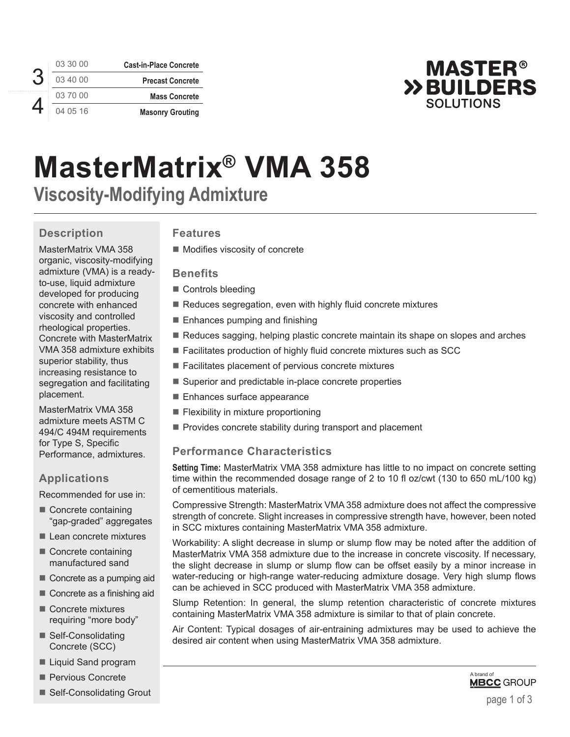| 3 | 03 30 00 | Cast-in-Place Concrete |
|---|---|---|
| | 03 40 00 | Precast Concrete |
| | 03 70 00 | Mass Concrete |
| 4 | 04 05 16 | Masonry Grouting |

MASTER® BUILDERS SOLUTIONS

# MasterMatrix® VMA 358

## Viscosity-Modifying Admixture

### Description

MasterMatrix VMA 358 organic, viscosity-modifying admixture (VMA) is a ready-to-use, liquid admixture developed for producing concrete with enhanced viscosity and controlled rheological properties. Concrete with MasterMatrix VMA 358 admixture exhibits superior stability, thus increasing resistance to segregation and facilitating placement.

MasterMatrix VMA 358 admixture meets ASTM C 494/C 494M requirements for Type S, Specific Performance, admixtures.

### Applications

Recommended for use in:

- Concrete containing "gap-graded" aggregates
- Lean concrete mixtures
- Concrete containing manufactured sand
- Concrete as a pumping aid
- Concrete as a finishing aid
- Concrete mixtures requiring "more body"
- Self-Consolidating Concrete (SCC)
- Liquid Sand program
- Pervious Concrete
- Self-Consolidating Grout

### Features

- Modifies viscosity of concrete

### Benefits

- Controls bleeding
- Reduces segregation, even with highly fluid concrete mixtures
- Enhances pumping and finishing
- Reduces sagging, helping plastic concrete maintain its shape on slopes and arches
- Facilitates production of highly fluid concrete mixtures such as SCC
- Facilitates placement of pervious concrete mixtures
- Superior and predictable in-place concrete properties
- Enhances surface appearance
- Flexibility in mixture proportioning
- Provides concrete stability during transport and placement

### Performance Characteristics

**Setting Time:** MasterMatrix VMA 358 admixture has little to no impact on concrete setting time within the recommended dosage range of 2 to 10 fl oz/cwt (130 to 650 mL/100 kg) of cementitious materials.

Compressive Strength: MasterMatrix VMA 358 admixture does not affect the compressive strength of concrete. Slight increases in compressive strength have, however, been noted in SCC mixtures containing MasterMatrix VMA 358 admixture.

Workability: A slight decrease in slump or slump flow may be noted after the addition of MasterMatrix VMA 358 admixture due to the increase in concrete viscosity. If necessary, the slight decrease in slump or slump flow can be offset easily by a minor increase in water-reducing or high-range water-reducing admixture dosage. Very high slump flows can be achieved in SCC produced with MasterMatrix VMA 358 admixture.

Slump Retention: In general, the slump retention characteristic of concrete mixtures containing MasterMatrix VMA 358 admixture is similar to that of plain concrete.

Air Content: Typical dosages of air-entraining admixtures may be used to achieve the desired air content when using MasterMatrix VMA 358 admixture.

A brand of MBCC GROUP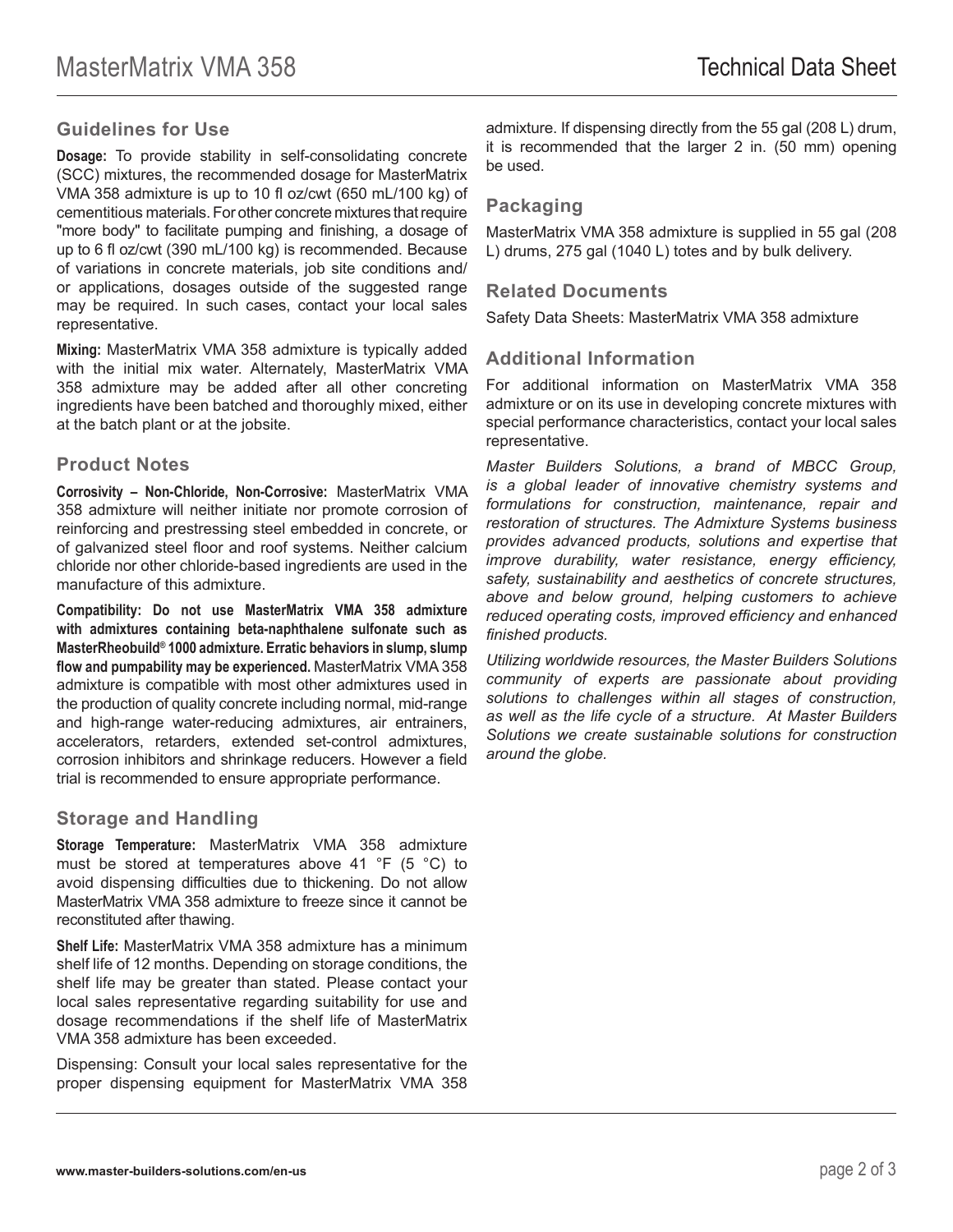## Guidelines for Use

**Dosage:** To provide stability in self-consolidating concrete (SCC) mixtures, the recommended dosage for MasterMatrix VMA 358 admixture is up to 10 fl oz/cwt (650 mL/100 kg) of cementitious materials. For other concrete mixtures that require "more body" to facilitate pumping and finishing, a dosage of up to 6 fl oz/cwt (390 mL/100 kg) is recommended. Because of variations in concrete materials, job site conditions and/or applications, dosages outside of the suggested range may be required. In such cases, contact your local sales representative.

**Mixing:** MasterMatrix VMA 358 admixture is typically added with the initial mix water. Alternately, MasterMatrix VMA 358 admixture may be added after all other concreting ingredients have been batched and thoroughly mixed, either at the batch plant or at the jobsite.

## Product Notes

**Corrosivity – Non-Chloride, Non-Corrosive:** MasterMatrix VMA 358 admixture will neither initiate nor promote corrosion of reinforcing and prestressing steel embedded in concrete, or of galvanized steel floor and roof systems. Neither calcium chloride nor other chloride-based ingredients are used in the manufacture of this admixture.

**Compatibility: Do not use MasterMatrix VMA 358 admixture with admixtures containing beta-naphthalene sulfonate such as MasterRheobuild® 1000 admixture. Erratic behaviors in slump, slump flow and pumpability may be experienced.** MasterMatrix VMA 358 admixture is compatible with most other admixtures used in the production of quality concrete including normal, mid-range and high-range water-reducing admixtures, air entrainers, accelerators, retarders, extended set-control admixtures, corrosion inhibitors and shrinkage reducers. However a field trial is recommended to ensure appropriate performance.

## Storage and Handling

**Storage Temperature:** MasterMatrix VMA 358 admixture must be stored at temperatures above 41 °F (5 °C) to avoid dispensing difficulties due to thickening. Do not allow MasterMatrix VMA 358 admixture to freeze since it cannot be reconstituted after thawing.

**Shelf Life:** MasterMatrix VMA 358 admixture has a minimum shelf life of 12 months. Depending on storage conditions, the shelf life may be greater than stated. Please contact your local sales representative regarding suitability for use and dosage recommendations if the shelf life of MasterMatrix VMA 358 admixture has been exceeded.

Dispensing: Consult your local sales representative for the proper dispensing equipment for MasterMatrix VMA 358 admixture. If dispensing directly from the 55 gal (208 L) drum, it is recommended that the larger 2 in. (50 mm) opening be used.

## Packaging

MasterMatrix VMA 358 admixture is supplied in 55 gal (208 L) drums, 275 gal (1040 L) totes and by bulk delivery.

## Related Documents

Safety Data Sheets: MasterMatrix VMA 358 admixture

## Additional Information

For additional information on MasterMatrix VMA 358 admixture or on its use in developing concrete mixtures with special performance characteristics, contact your local sales representative.

*Master Builders Solutions, a brand of MBCC Group, is a global leader of innovative chemistry systems and formulations for construction, maintenance, repair and restoration of structures. The Admixture Systems business provides advanced products, solutions and expertise that improve durability, water resistance, energy efficiency, safety, sustainability and aesthetics of concrete structures, above and below ground, helping customers to achieve reduced operating costs, improved efficiency and enhanced finished products.*

*Utilizing worldwide resources, the Master Builders Solutions community of experts are passionate about providing solutions to challenges within all stages of construction, as well as the life cycle of a structure. At Master Builders Solutions we create sustainable solutions for construction around the globe.*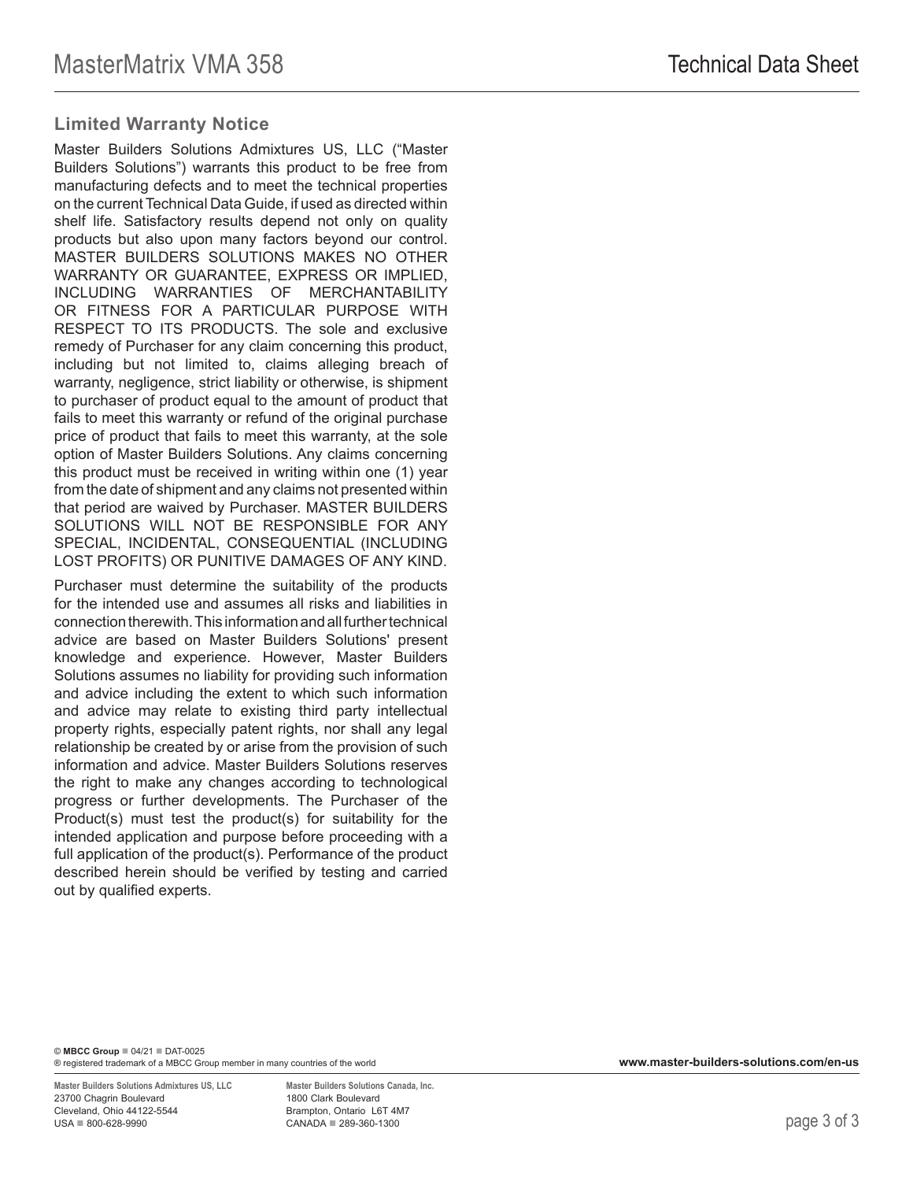## Limited Warranty Notice

Master Builders Solutions Admixtures US, LLC ("Master Builders Solutions") warrants this product to be free from manufacturing defects and to meet the technical properties on the current Technical Data Guide, if used as directed within shelf life. Satisfactory results depend not only on quality products but also upon many factors beyond our control. MASTER BUILDERS SOLUTIONS MAKES NO OTHER WARRANTY OR GUARANTEE, EXPRESS OR IMPLIED, INCLUDING WARRANTIES OF MERCHANTABILITY OR FITNESS FOR A PARTICULAR PURPOSE WITH RESPECT TO ITS PRODUCTS. The sole and exclusive remedy of Purchaser for any claim concerning this product, including but not limited to, claims alleging breach of warranty, negligence, strict liability or otherwise, is shipment to purchaser of product equal to the amount of product that fails to meet this warranty or refund of the original purchase price of product that fails to meet this warranty, at the sole option of Master Builders Solutions. Any claims concerning this product must be received in writing within one (1) year from the date of shipment and any claims not presented within that period are waived by Purchaser. MASTER BUILDERS SOLUTIONS WILL NOT BE RESPONSIBLE FOR ANY SPECIAL, INCIDENTAL, CONSEQUENTIAL (INCLUDING LOST PROFITS) OR PUNITIVE DAMAGES OF ANY KIND.

Purchaser must determine the suitability of the products for the intended use and assumes all risks and liabilities in connection therewith. This information and all further technical advice are based on Master Builders Solutions' present knowledge and experience. However, Master Builders Solutions assumes no liability for providing such information and advice including the extent to which such information and advice may relate to existing third party intellectual property rights, especially patent rights, nor shall any legal relationship be created by or arise from the provision of such information and advice. Master Builders Solutions reserves the right to make any changes according to technological progress or further developments. The Purchaser of the Product(s) must test the product(s) for suitability for the intended application and purpose before proceeding with a full application of the product(s). Performance of the product described herein should be verified by testing and carried out by qualified experts.

© **MBCC Group** ■ 04/21 ■ DAT-0025
® registered trademark of a MBCC Group member in many countries of the world

**www.master-builders-solutions.com/en-us**

**Master Builders Solutions Admixtures US, LLC**
23700 Chagrin Boulevard
Cleveland, Ohio 44122-5544
USA ■ 800-628-9990

**Master Builders Solutions Canada, Inc.**
1800 Clark Boulevard
Brampton, Ontario L6T 4M7
CANADA ■ 289-360-1300